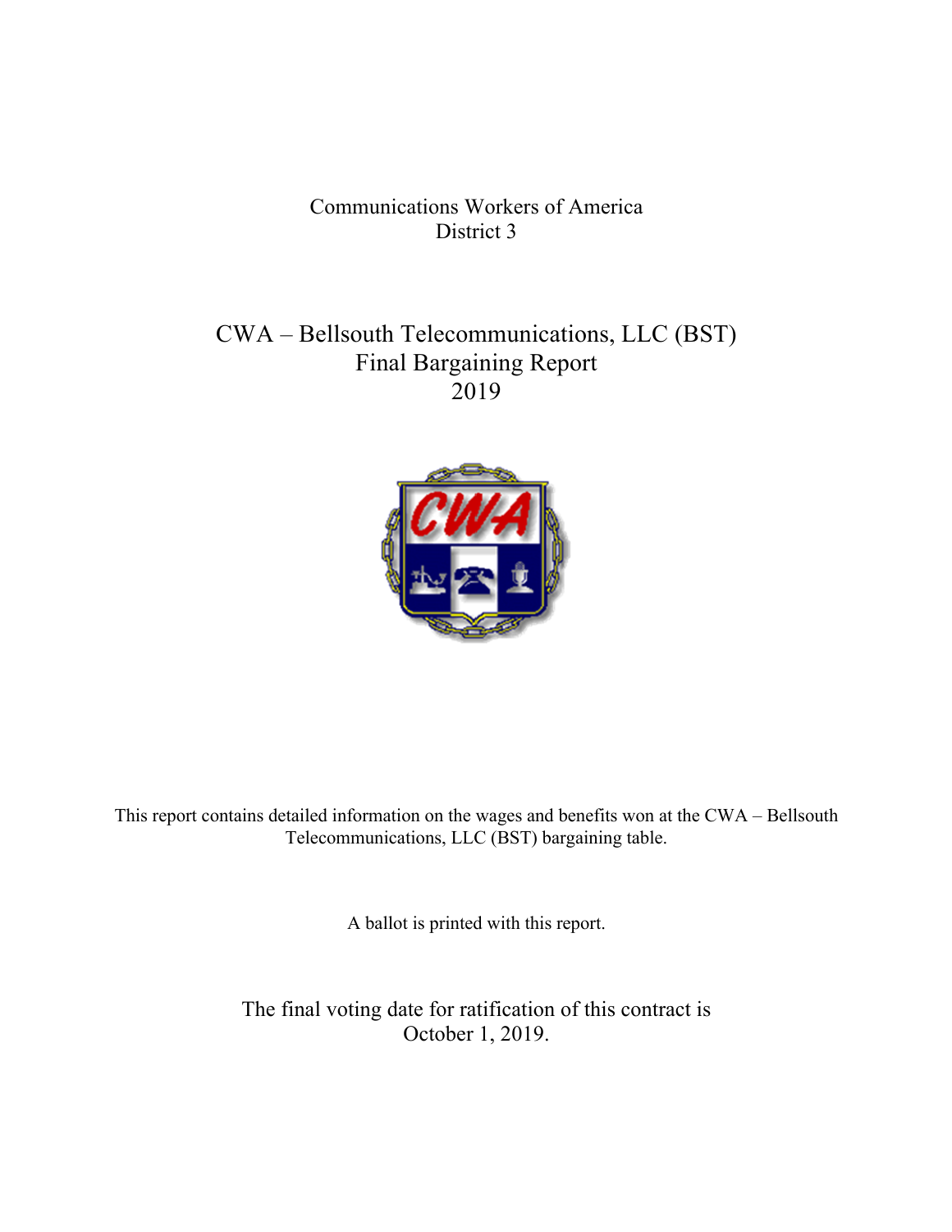Communications Workers of America
District 3

# CWA – Bellsouth Telecommunications, LLC (BST)
# Final Bargaining Report
# 2019

This report contains detailed information on the wages and benefits won at the CWA – Bellsouth Telecommunications, LLC (BST) bargaining table.

A ballot is printed with this report.

The final voting date for ratification of this contract is
October 1, 2019.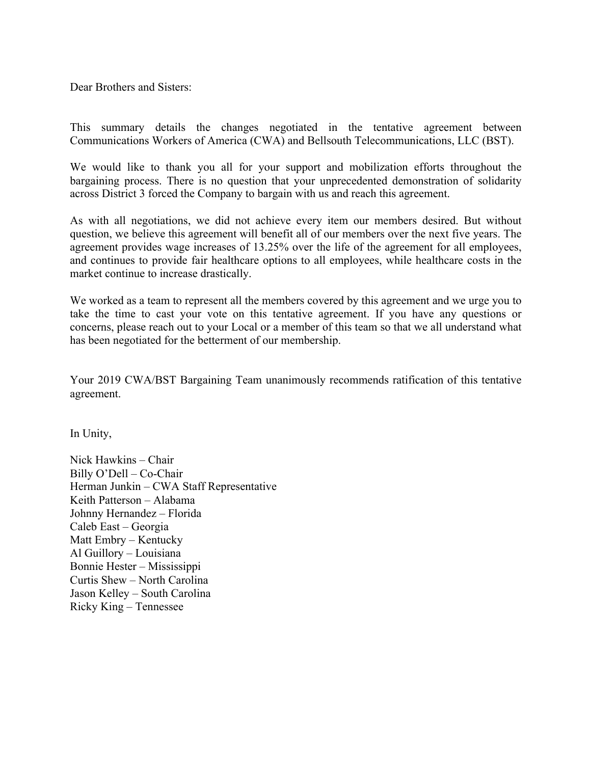Dear Brothers and Sisters:

This summary details the changes negotiated in the tentative agreement between Communications Workers of America (CWA) and Bellsouth Telecommunications, LLC (BST).

We would like to thank you all for your support and mobilization efforts throughout the bargaining process. There is no question that your unprecedented demonstration of solidarity across District 3 forced the Company to bargain with us and reach this agreement.

As with all negotiations, we did not achieve every item our members desired. But without question, we believe this agreement will benefit all of our members over the next five years. The agreement provides wage increases of 13.25% over the life of the agreement for all employees, and continues to provide fair healthcare options to all employees, while healthcare costs in the market continue to increase drastically.

We worked as a team to represent all the members covered by this agreement and we urge you to take the time to cast your vote on this tentative agreement. If you have any questions or concerns, please reach out to your Local or a member of this team so that we all understand what has been negotiated for the betterment of our membership.

Your 2019 CWA/BST Bargaining Team unanimously recommends ratification of this tentative agreement.

In Unity,

Nick Hawkins – Chair
Billy O'Dell – Co-Chair
Herman Junkin – CWA Staff Representative
Keith Patterson – Alabama
Johnny Hernandez – Florida
Caleb East – Georgia
Matt Embry – Kentucky
Al Guillory – Louisiana
Bonnie Hester – Mississippi
Curtis Shew – North Carolina
Jason Kelley – South Carolina
Ricky King – Tennessee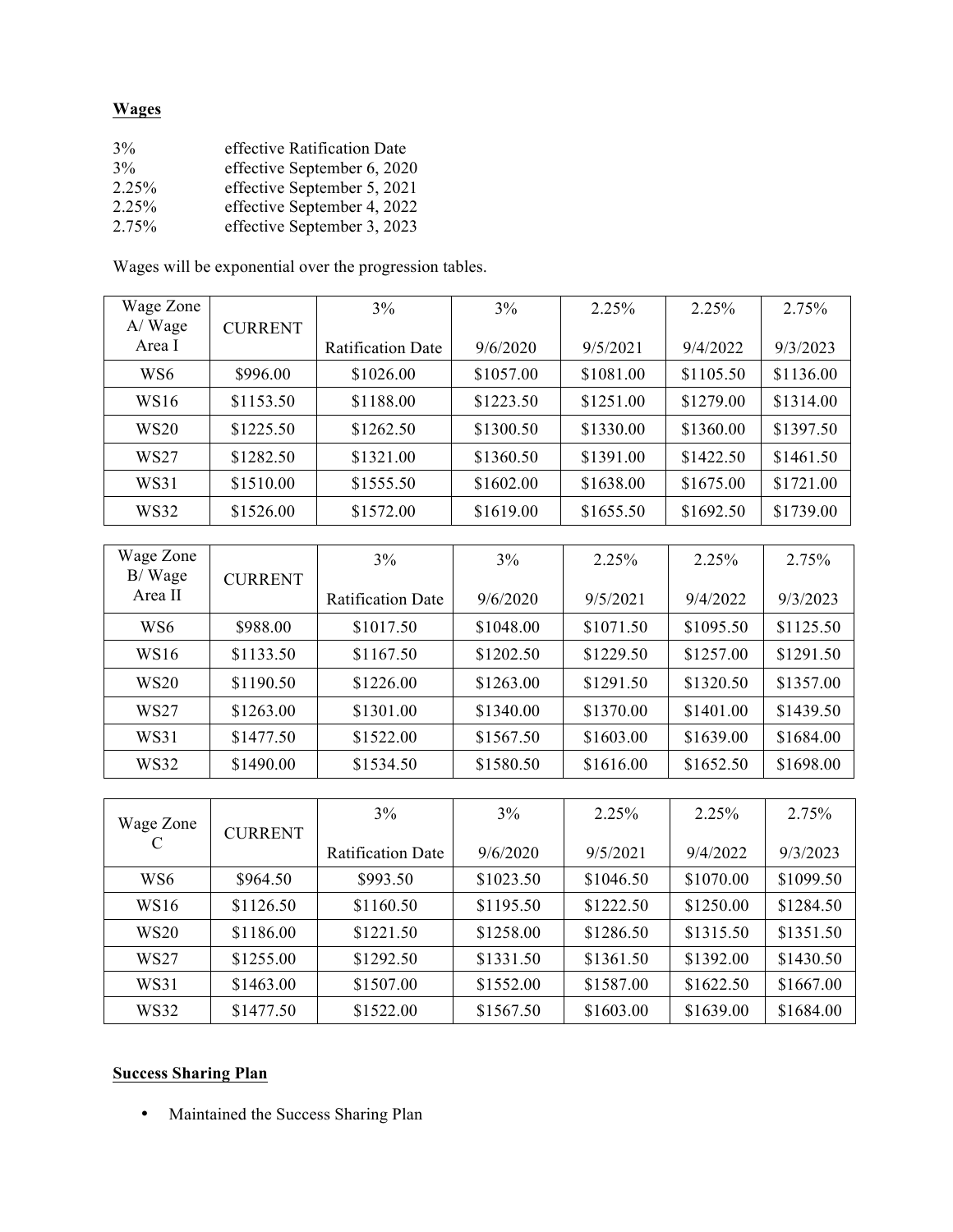**Wages**

| | |
|---|---|
| 3% | effective Ratification Date |
| 3% | effective September 6, 2020 |
| 2.25% | effective September 5, 2021 |
| 2.25% | effective September 4, 2022 |
| 2.75% | effective September 3, 2023 |

Wages will be exponential over the progression tables.

| Wage Zone A/ Wage Area I | CURRENT | 3% Ratification Date | 3% 9/6/2020 | 2.25% 9/5/2021 | 2.25% 9/4/2022 | 2.75% 9/3/2023 |
|---|---|---|---|---|---|---|
| WS6 | $996.00 | $1026.00 | $1057.00 | $1081.00 | $1105.50 | $1136.00 |
| WS16 | $1153.50 | $1188.00 | $1223.50 | $1251.00 | $1279.00 | $1314.00 |
| WS20 | $1225.50 | $1262.50 | $1300.50 | $1330.00 | $1360.00 | $1397.50 |
| WS27 | $1282.50 | $1321.00 | $1360.50 | $1391.00 | $1422.50 | $1461.50 |
| WS31 | $1510.00 | $1555.50 | $1602.00 | $1638.00 | $1675.00 | $1721.00 |
| WS32 | $1526.00 | $1572.00 | $1619.00 | $1655.50 | $1692.50 | $1739.00 |

| Wage Zone B/ Wage Area II | CURRENT | 3% Ratification Date | 3% 9/6/2020 | 2.25% 9/5/2021 | 2.25% 9/4/2022 | 2.75% 9/3/2023 |
|---|---|---|---|---|---|---|
| WS6 | $988.00 | $1017.50 | $1048.00 | $1071.50 | $1095.50 | $1125.50 |
| WS16 | $1133.50 | $1167.50 | $1202.50 | $1229.50 | $1257.00 | $1291.50 |
| WS20 | $1190.50 | $1226.00 | $1263.00 | $1291.50 | $1320.50 | $1357.00 |
| WS27 | $1263.00 | $1301.00 | $1340.00 | $1370.00 | $1401.00 | $1439.50 |
| WS31 | $1477.50 | $1522.00 | $1567.50 | $1603.00 | $1639.00 | $1684.00 |
| WS32 | $1490.00 | $1534.50 | $1580.50 | $1616.00 | $1652.50 | $1698.00 |

| Wage Zone C | CURRENT | 3% Ratification Date | 3% 9/6/2020 | 2.25% 9/5/2021 | 2.25% 9/4/2022 | 2.75% 9/3/2023 |
|---|---|---|---|---|---|---|
| WS6 | $964.50 | $993.50 | $1023.50 | $1046.50 | $1070.00 | $1099.50 |
| WS16 | $1126.50 | $1160.50 | $1195.50 | $1222.50 | $1250.00 | $1284.50 |
| WS20 | $1186.00 | $1221.50 | $1258.00 | $1286.50 | $1315.50 | $1351.50 |
| WS27 | $1255.00 | $1292.50 | $1331.50 | $1361.50 | $1392.00 | $1430.50 |
| WS31 | $1463.00 | $1507.00 | $1552.00 | $1587.00 | $1622.50 | $1667.00 |
| WS32 | $1477.50 | $1522.00 | $1567.50 | $1603.00 | $1639.00 | $1684.00 |

**Success Sharing Plan**

- Maintained the Success Sharing Plan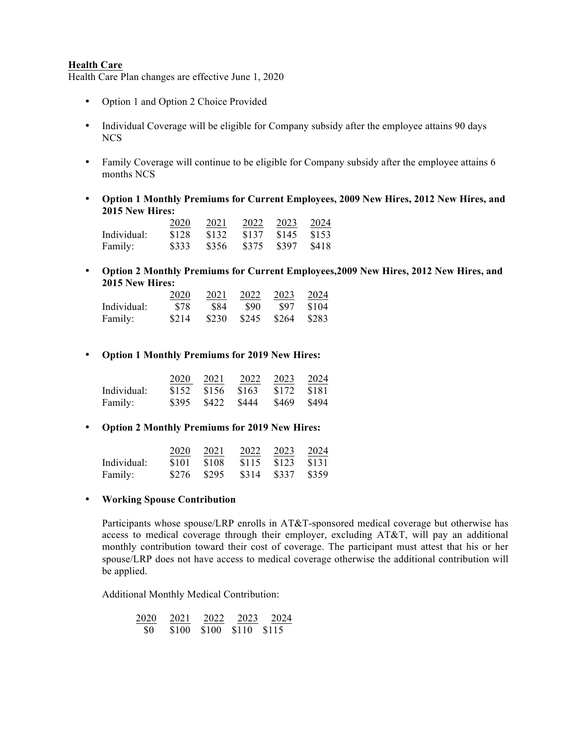**Health Care**

Health Care Plan changes are effective June 1, 2020

- Option 1 and Option 2 Choice Provided

- Individual Coverage will be eligible for Company subsidy after the employee attains 90 days NCS

- Family Coverage will continue to be eligible for Company subsidy after the employee attains 6 months NCS

- **Option 1 Monthly Premiums for Current Employees, 2009 New Hires, 2012 New Hires, and 2015 New Hires:**

| | 2020 | 2021 | 2022 | 2023 | 2024 |
|---|---|---|---|---|---|
| Individual: | $128 | $132 | $137 | $145 | $153 |
| Family: | $333 | $356 | $375 | $397 | $418 |

- **Option 2 Monthly Premiums for Current Employees,2009 New Hires, 2012 New Hires, and 2015 New Hires:**

| | 2020 | 2021 | 2022 | 2023 | 2024 |
|---|---|---|---|---|---|
| Individual: | $78 | $84 | $90 | $97 | $104 |
| Family: | $214 | $230 | $245 | $264 | $283 |

- **Option 1 Monthly Premiums for 2019 New Hires:**

| | 2020 | 2021 | 2022 | 2023 | 2024 |
|---|---|---|---|---|---|
| Individual: | $152 | $156 | $163 | $172 | $181 |
| Family: | $395 | $422 | $444 | $469 | $494 |

- **Option 2 Monthly Premiums for 2019 New Hires:**

| | 2020 | 2021 | 2022 | 2023 | 2024 |
|---|---|---|---|---|---|
| Individual: | $101 | $108 | $115 | $123 | $131 |
| Family: | $276 | $295 | $314 | $337 | $359 |

- **Working Spouse Contribution**

  Participants whose spouse/LRP enrolls in AT&T-sponsored medical coverage but otherwise has access to medical coverage through their employer, excluding AT&T, will pay an additional monthly contribution toward their cost of coverage. The participant must attest that his or her spouse/LRP does not have access to medical coverage otherwise the additional contribution will be applied.

  Additional Monthly Medical Contribution:

| 2020 | 2021 | 2022 | 2023 | 2024 |
|---|---|---|---|---|
| $0 | $100 | $100 | $110 | $115 |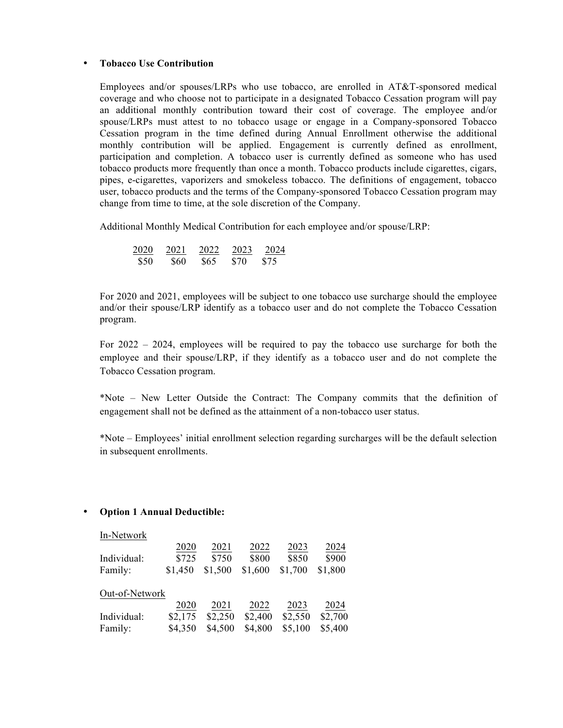- **Tobacco Use Contribution**

  Employees and/or spouses/LRPs who use tobacco, are enrolled in AT&T-sponsored medical coverage and who choose not to participate in a designated Tobacco Cessation program will pay an additional monthly contribution toward their cost of coverage. The employee and/or spouse/LRPs must attest to no tobacco usage or engage in a Company-sponsored Tobacco Cessation program in the time defined during Annual Enrollment otherwise the additional monthly contribution will be applied. Engagement is currently defined as enrollment, participation and completion. A tobacco user is currently defined as someone who has used tobacco products more frequently than once a month. Tobacco products include cigarettes, cigars, pipes, e-cigarettes, vaporizers and smokeless tobacco. The definitions of engagement, tobacco user, tobacco products and the terms of the Company-sponsored Tobacco Cessation program may change from time to time, at the sole discretion of the Company.

  Additional Monthly Medical Contribution for each employee and/or spouse/LRP:

  | 2020 | 2021 | 2022 | 2023 | 2024 |
  |---|---|---|---|---|
  | $50 | $60 | $65 | $70 | $75 |

  For 2020 and 2021, employees will be subject to one tobacco use surcharge should the employee and/or their spouse/LRP identify as a tobacco user and do not complete the Tobacco Cessation program.

  For 2022 – 2024, employees will be required to pay the tobacco use surcharge for both the employee and their spouse/LRP, if they identify as a tobacco user and do not complete the Tobacco Cessation program.

  *Note – New Letter Outside the Contract: The Company commits that the definition of engagement shall not be defined as the attainment of a non-tobacco user status.

  *Note – Employees' initial enrollment selection regarding surcharges will be the default selection in subsequent enrollments.

- **Option 1 Annual Deductible:**

  In-Network

  | | 2020 | 2021 | 2022 | 2023 | 2024 |
  |---|---|---|---|---|---|
  | Individual: | $725 | $750 | $800 | $850 | $900 |
  | Family: | $1,450 | $1,500 | $1,600 | $1,700 | $1,800 |

  Out-of-Network

  | | 2020 | 2021 | 2022 | 2023 | 2024 |
  |---|---|---|---|---|---|
  | Individual: | $2,175 | $2,250 | $2,400 | $2,550 | $2,700 |
  | Family: | $4,350 | $4,500 | $4,800 | $5,100 | $5,400 |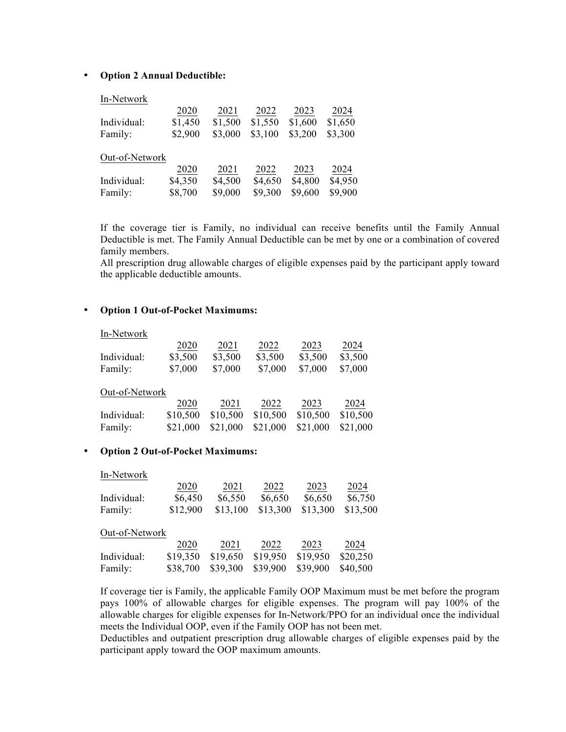- **Option 2 Annual Deductible:**

In-Network

| | 2020 | 2021 | 2022 | 2023 | 2024 |
|---|---|---|---|---|---|
| Individual: | $1,450 | $1,500 | $1,550 | $1,600 | $1,650 |
| Family: | $2,900 | $3,000 | $3,100 | $3,200 | $3,300 |

Out-of-Network

| | 2020 | 2021 | 2022 | 2023 | 2024 |
|---|---|---|---|---|---|
| Individual: | $4,350 | $4,500 | $4,650 | $4,800 | $4,950 |
| Family: | $8,700 | $9,000 | $9,300 | $9,600 | $9,900 |

If the coverage tier is Family, no individual can receive benefits until the Family Annual Deductible is met. The Family Annual Deductible can be met by one or a combination of covered family members.
All prescription drug allowable charges of eligible expenses paid by the participant apply toward the applicable deductible amounts.

- **Option 1 Out-of-Pocket Maximums:**

In-Network

| | 2020 | 2021 | 2022 | 2023 | 2024 |
|---|---|---|---|---|---|
| Individual: | $3,500 | $3,500 | $3,500 | $3,500 | $3,500 |
| Family: | $7,000 | $7,000 | $7,000 | $7,000 | $7,000 |

Out-of-Network

| | 2020 | 2021 | 2022 | 2023 | 2024 |
|---|---|---|---|---|---|
| Individual: | $10,500 | $10,500 | $10,500 | $10,500 | $10,500 |
| Family: | $21,000 | $21,000 | $21,000 | $21,000 | $21,000 |

- **Option 2 Out-of-Pocket Maximums:**

In-Network

| | 2020 | 2021 | 2022 | 2023 | 2024 |
|---|---|---|---|---|---|
| Individual: | $6,450 | $6,550 | $6,650 | $6,650 | $6,750 |
| Family: | $12,900 | $13,100 | $13,300 | $13,300 | $13,500 |

Out-of-Network

| | 2020 | 2021 | 2022 | 2023 | 2024 |
|---|---|---|---|---|---|
| Individual: | $19,350 | $19,650 | $19,950 | $19,950 | $20,250 |
| Family: | $38,700 | $39,300 | $39,900 | $39,900 | $40,500 |

If coverage tier is Family, the applicable Family OOP Maximum must be met before the program pays 100% of allowable charges for eligible expenses. The program will pay 100% of the allowable charges for eligible expenses for In-Network/PPO for an individual once the individual meets the Individual OOP, even if the Family OOP has not been met.
Deductibles and outpatient prescription drug allowable charges of eligible expenses paid by the participant apply toward the OOP maximum amounts.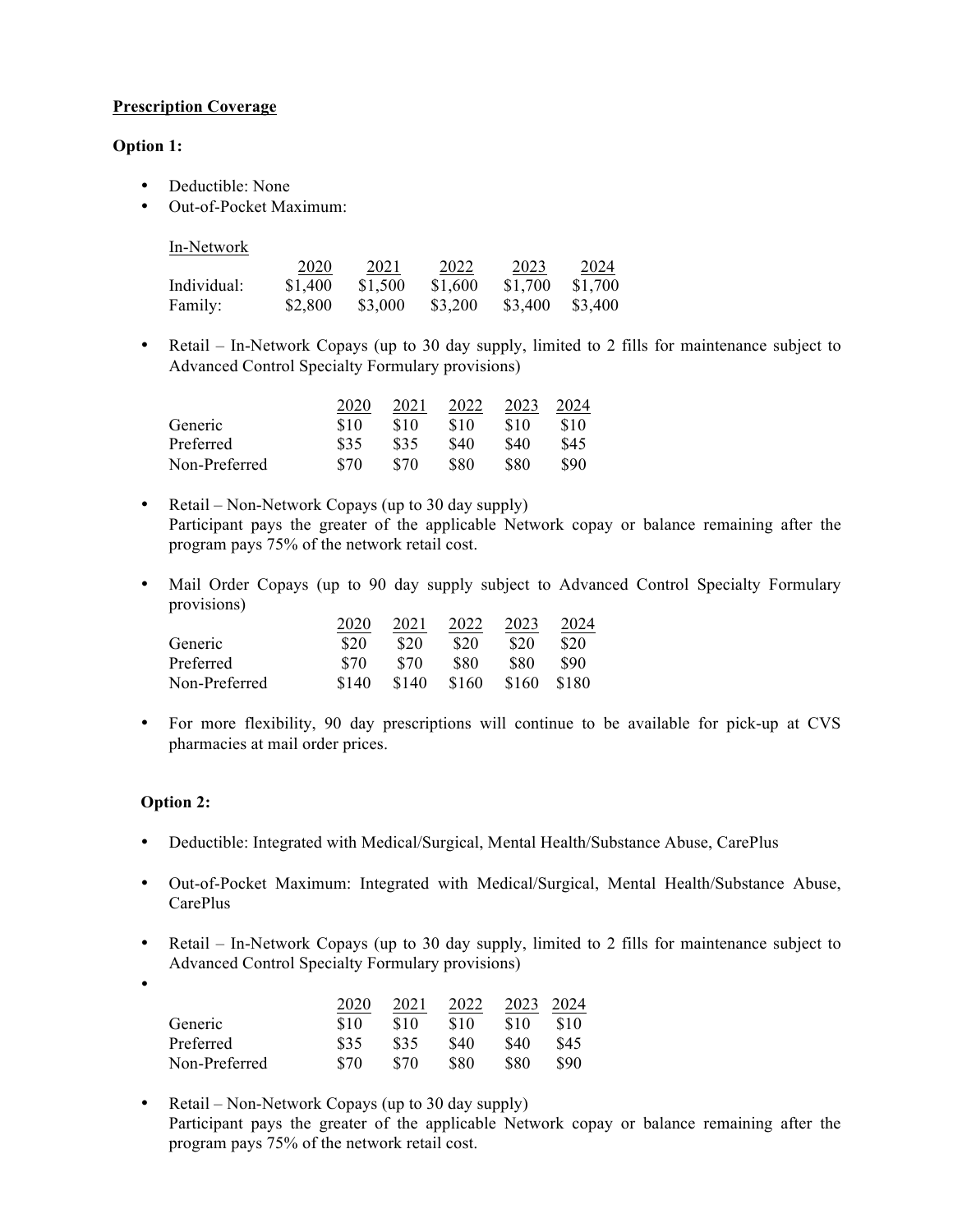**Prescription Coverage**

**Option 1:**

- Deductible: None
- Out-of-Pocket Maximum:

In-Network

| | 2020 | 2021 | 2022 | 2023 | 2024 |
|---|---|---|---|---|---|
| Individual: | $1,400 | $1,500 | $1,600 | $1,700 | $1,700 |
| Family: | $2,800 | $3,000 | $3,200 | $3,400 | $3,400 |

- Retail – In-Network Copays (up to 30 day supply, limited to 2 fills for maintenance subject to Advanced Control Specialty Formulary provisions)

| | 2020 | 2021 | 2022 | 2023 | 2024 |
|---|---|---|---|---|---|
| Generic | $10 | $10 | $10 | $10 | $10 |
| Preferred | $35 | $35 | $40 | $40 | $45 |
| Non-Preferred | $70 | $70 | $80 | $80 | $90 |

- Retail – Non-Network Copays (up to 30 day supply)
  Participant pays the greater of the applicable Network copay or balance remaining after the program pays 75% of the network retail cost.

- Mail Order Copays (up to 90 day supply subject to Advanced Control Specialty Formulary provisions)

| | 2020 | 2021 | 2022 | 2023 | 2024 |
|---|---|---|---|---|---|
| Generic | $20 | $20 | $20 | $20 | $20 |
| Preferred | $70 | $70 | $80 | $80 | $90 |
| Non-Preferred | $140 | $140 | $160 | $160 | $180 |

- For more flexibility, 90 day prescriptions will continue to be available for pick-up at CVS pharmacies at mail order prices.

**Option 2:**

- Deductible: Integrated with Medical/Surgical, Mental Health/Substance Abuse, CarePlus

- Out-of-Pocket Maximum: Integrated with Medical/Surgical, Mental Health/Substance Abuse, CarePlus

- Retail – In-Network Copays (up to 30 day supply, limited to 2 fills for maintenance subject to Advanced Control Specialty Formulary provisions)

| | 2020 | 2021 | 2022 | 2023 | 2024 |
|---|---|---|---|---|---|
| Generic | $10 | $10 | $10 | $10 | $10 |
| Preferred | $35 | $35 | $40 | $40 | $45 |
| Non-Preferred | $70 | $70 | $80 | $80 | $90 |

- Retail – Non-Network Copays (up to 30 day supply)
  Participant pays the greater of the applicable Network copay or balance remaining after the program pays 75% of the network retail cost.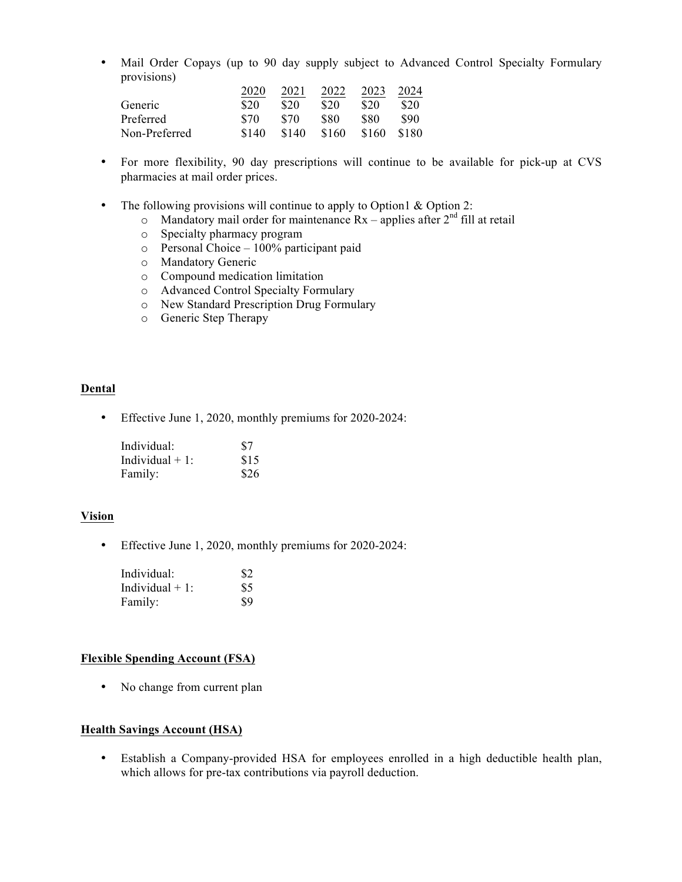- Mail Order Copays (up to 90 day supply subject to Advanced Control Specialty Formulary provisions)

| | 2020 | 2021 | 2022 | 2023 | 2024 |
|---|---|---|---|---|---|
| Generic | $20 | $20 | $20 | $20 | $20 |
| Preferred | $70 | $70 | $80 | $80 | $90 |
| Non-Preferred | $140 | $140 | $160 | $160 | $180 |

- For more flexibility, 90 day prescriptions will continue to be available for pick-up at CVS pharmacies at mail order prices.

- The following provisions will continue to apply to Option1 & Option 2:
  - Mandatory mail order for maintenance Rx – applies after 2nd fill at retail
  - Specialty pharmacy program
  - Personal Choice – 100% participant paid
  - Mandatory Generic
  - Compound medication limitation
  - Advanced Control Specialty Formulary
  - New Standard Prescription Drug Formulary
  - Generic Step Therapy

**Dental**

- Effective June 1, 2020, monthly premiums for 2020-2024:

| | |
|---|---|
| Individual: | $7 |
| Individual + 1: | $15 |
| Family: | $26 |

**Vision**

- Effective June 1, 2020, monthly premiums for 2020-2024:

| | |
|---|---|
| Individual: | $2 |
| Individual + 1: | $5 |
| Family: | $9 |

**Flexible Spending Account (FSA)**

- No change from current plan

**Health Savings Account (HSA)**

- Establish a Company-provided HSA for employees enrolled in a high deductible health plan, which allows for pre-tax contributions via payroll deduction.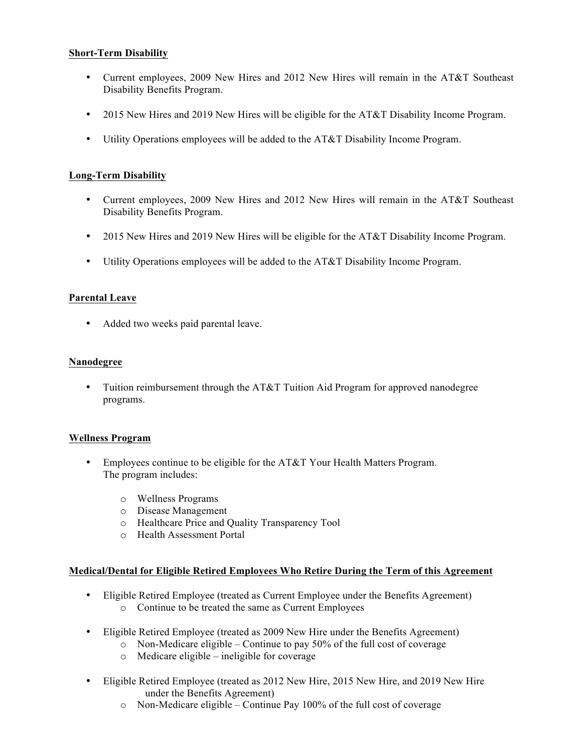**Short-Term Disability**

- Current employees, 2009 New Hires and 2012 New Hires will remain in the AT&T Southeast Disability Benefits Program.
- 2015 New Hires and 2019 New Hires will be eligible for the AT&T Disability Income Program.
- Utility Operations employees will be added to the AT&T Disability Income Program.

**Long-Term Disability**

- Current employees, 2009 New Hires and 2012 New Hires will remain in the AT&T Southeast Disability Benefits Program.
- 2015 New Hires and 2019 New Hires will be eligible for the AT&T Disability Income Program.
- Utility Operations employees will be added to the AT&T Disability Income Program.

**Parental Leave**

- Added two weeks paid parental leave.

**Nanodegree**

- Tuition reimbursement through the AT&T Tuition Aid Program for approved nanodegree programs.

**Wellness Program**

- Employees continue to be eligible for the AT&T Your Health Matters Program. The program includes:
  - Wellness Programs
  - Disease Management
  - Healthcare Price and Quality Transparency Tool
  - Health Assessment Portal

**Medical/Dental for Eligible Retired Employees Who Retire During the Term of this Agreement**

- Eligible Retired Employee (treated as Current Employee under the Benefits Agreement)
  - Continue to be treated the same as Current Employees
- Eligible Retired Employee (treated as 2009 New Hire under the Benefits Agreement)
  - Non-Medicare eligible – Continue to pay 50% of the full cost of coverage
  - Medicare eligible – ineligible for coverage
- Eligible Retired Employee (treated as 2012 New Hire, 2015 New Hire, and 2019 New Hire under the Benefits Agreement)
  - Non-Medicare eligible – Continue Pay 100% of the full cost of coverage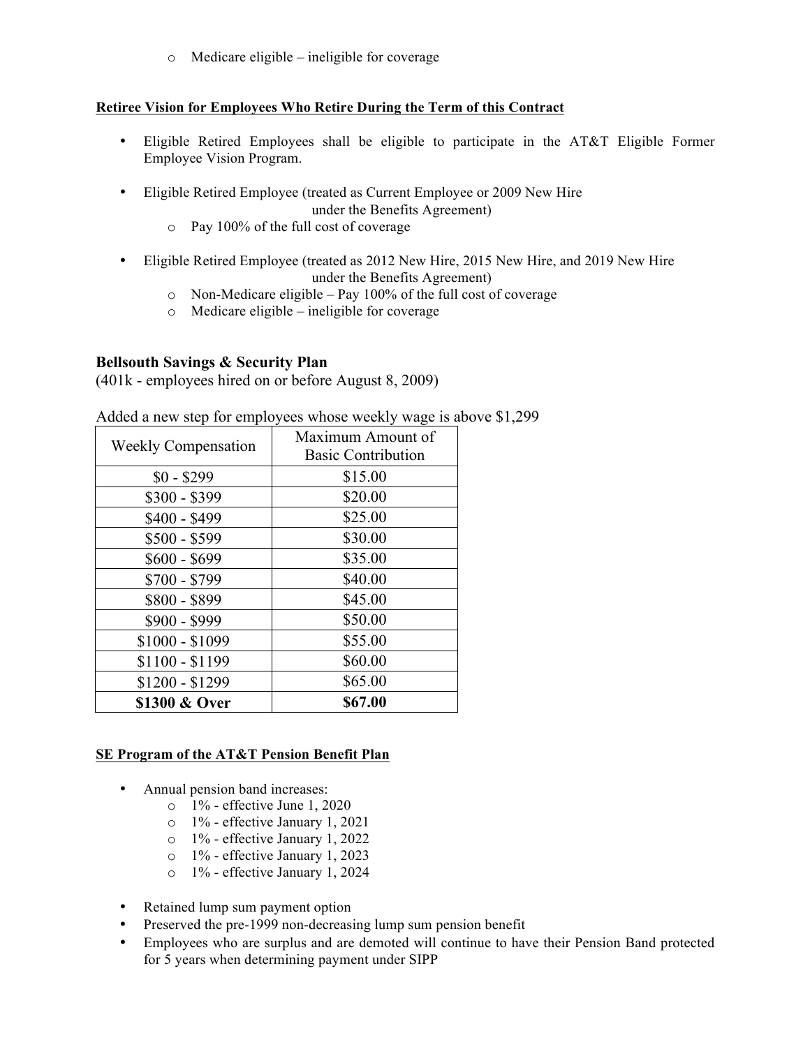- Medicare eligible – ineligible for coverage

**Retiree Vision for Employees Who Retire During the Term of this Contract**

- Eligible Retired Employees shall be eligible to participate in the AT&T Eligible Former Employee Vision Program.

- Eligible Retired Employee (treated as Current Employee or 2009 New Hire under the Benefits Agreement)
  - Pay 100% of the full cost of coverage

- Eligible Retired Employee (treated as 2012 New Hire, 2015 New Hire, and 2019 New Hire under the Benefits Agreement)
  - Non-Medicare eligible – Pay 100% of the full cost of coverage
  - Medicare eligible – ineligible for coverage

### Bellsouth Savings & Security Plan

(401k - employees hired on or before August 8, 2009)

Added a new step for employees whose weekly wage is above $1,299

| Weekly Compensation | Maximum Amount of Basic Contribution |
|---|---|
| $0 - $299 | $15.00 |
| $300 - $399 | $20.00 |
| $400 - $499 | $25.00 |
| $500 - $599 | $30.00 |
| $600 - $699 | $35.00 |
| $700 - $799 | $40.00 |
| $800 - $899 | $45.00 |
| $900 - $999 | $50.00 |
| $1000 - $1099 | $55.00 |
| $1100 - $1199 | $60.00 |
| $1200 - $1299 | $65.00 |
| **$1300 & Over** | **$67.00** |

**SE Program of the AT&T Pension Benefit Plan**

- Annual pension band increases:
  - 1% - effective June 1, 2020
  - 1% - effective January 1, 2021
  - 1% - effective January 1, 2022
  - 1% - effective January 1, 2023
  - 1% - effective January 1, 2024

- Retained lump sum payment option
- Preserved the pre-1999 non-decreasing lump sum pension benefit
- Employees who are surplus and are demoted will continue to have their Pension Band protected for 5 years when determining payment under SIPP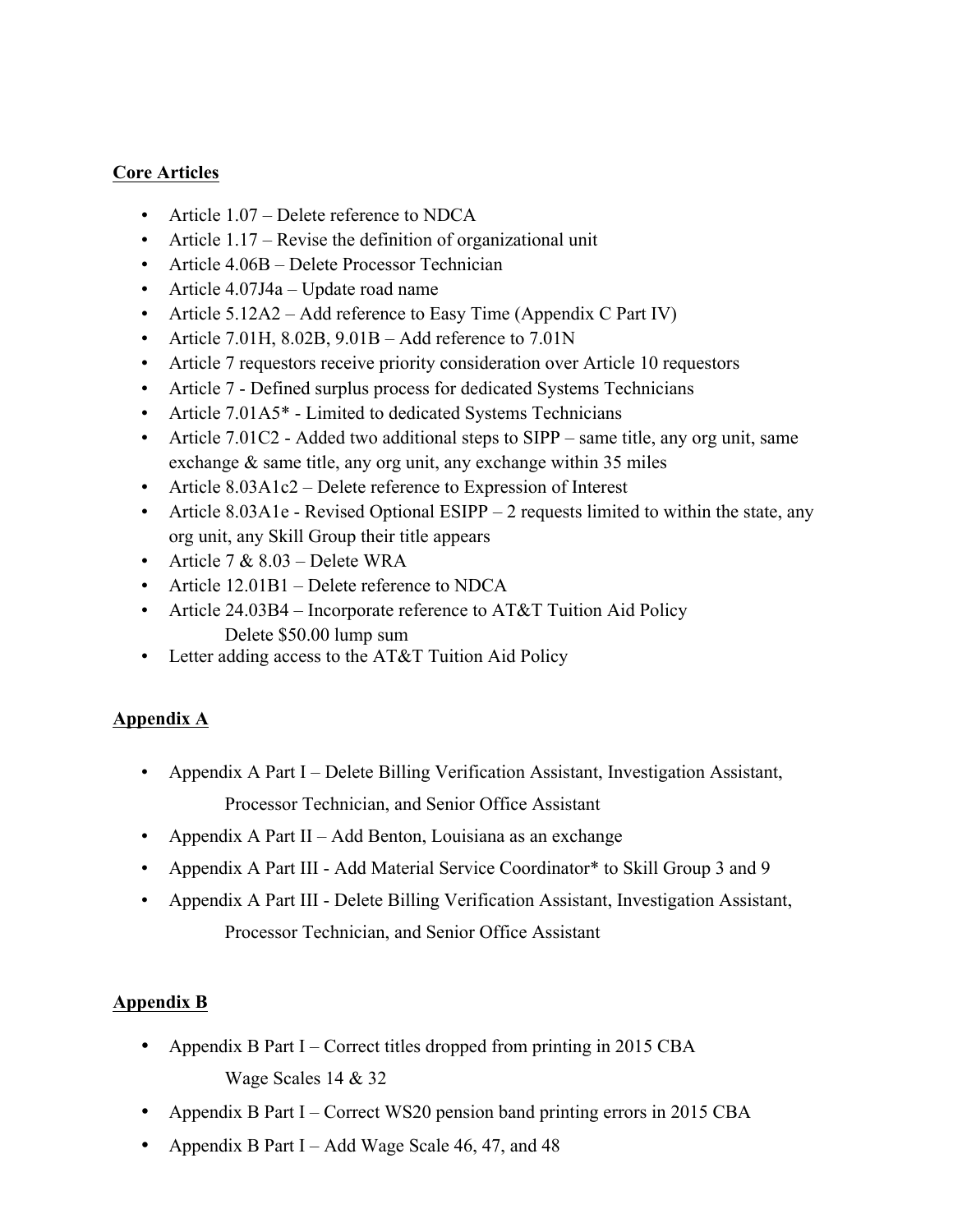**Core Articles**

- Article 1.07 – Delete reference to NDCA
- Article 1.17 – Revise the definition of organizational unit
- Article 4.06B – Delete Processor Technician
- Article 4.07J4a – Update road name
- Article 5.12A2 – Add reference to Easy Time (Appendix C Part IV)
- Article 7.01H, 8.02B, 9.01B – Add reference to 7.01N
- Article 7 requestors receive priority consideration over Article 10 requestors
- Article 7 - Defined surplus process for dedicated Systems Technicians
- Article 7.01A5* - Limited to dedicated Systems Technicians
- Article 7.01C2 - Added two additional steps to SIPP – same title, any org unit, same exchange & same title, any org unit, any exchange within 35 miles
- Article 8.03A1c2 – Delete reference to Expression of Interest
- Article 8.03A1e - Revised Optional ESIPP – 2 requests limited to within the state, any org unit, any Skill Group their title appears
- Article 7 & 8.03 – Delete WRA
- Article 12.01B1 – Delete reference to NDCA
- Article 24.03B4 – Incorporate reference to AT&T Tuition Aid Policy
  Delete $50.00 lump sum
- Letter adding access to the AT&T Tuition Aid Policy

**Appendix A**

- Appendix A Part I – Delete Billing Verification Assistant, Investigation Assistant,
  Processor Technician, and Senior Office Assistant
- Appendix A Part II – Add Benton, Louisiana as an exchange
- Appendix A Part III - Add Material Service Coordinator* to Skill Group 3 and 9
- Appendix A Part III - Delete Billing Verification Assistant, Investigation Assistant,
  Processor Technician, and Senior Office Assistant

**Appendix B**

- Appendix B Part I – Correct titles dropped from printing in 2015 CBA
  Wage Scales 14 & 32
- Appendix B Part I – Correct WS20 pension band printing errors in 2015 CBA
- Appendix B Part I – Add Wage Scale 46, 47, and 48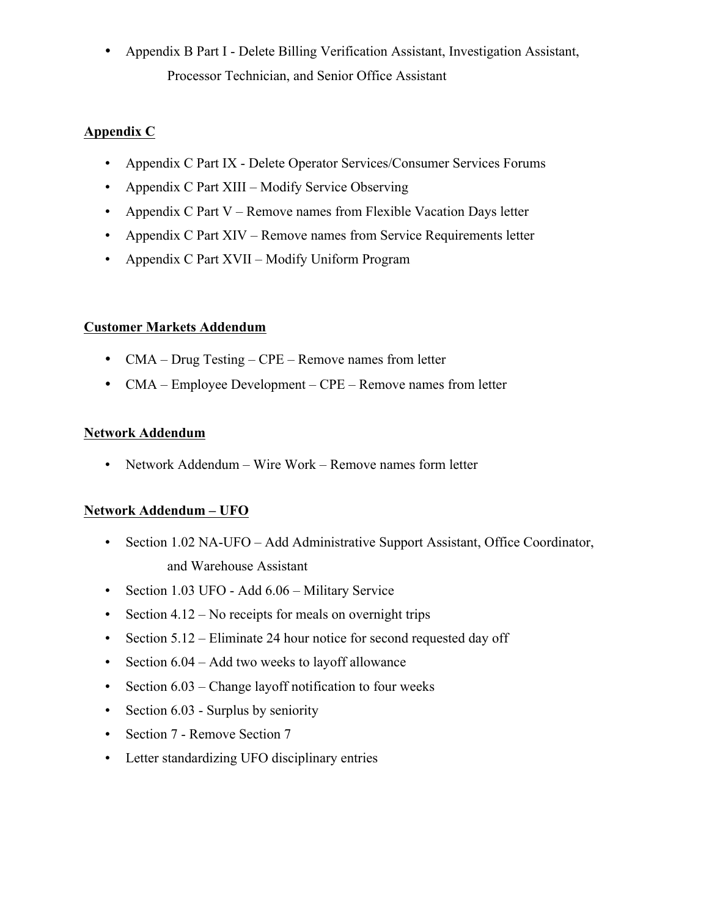- Appendix B Part I - Delete Billing Verification Assistant, Investigation Assistant, Processor Technician, and Senior Office Assistant

**Appendix C**

- Appendix C Part IX - Delete Operator Services/Consumer Services Forums
- Appendix C Part XIII – Modify Service Observing
- Appendix C Part V – Remove names from Flexible Vacation Days letter
- Appendix C Part XIV – Remove names from Service Requirements letter
- Appendix C Part XVII – Modify Uniform Program

**Customer Markets Addendum**

- CMA – Drug Testing – CPE – Remove names from letter
- CMA – Employee Development – CPE – Remove names from letter

**Network Addendum**

- Network Addendum – Wire Work – Remove names form letter

**Network Addendum – UFO**

- Section 1.02 NA-UFO – Add Administrative Support Assistant, Office Coordinator, and Warehouse Assistant
- Section 1.03 UFO - Add 6.06 – Military Service
- Section 4.12 – No receipts for meals on overnight trips
- Section 5.12 – Eliminate 24 hour notice for second requested day off
- Section 6.04 – Add two weeks to layoff allowance
- Section 6.03 – Change layoff notification to four weeks
- Section 6.03 - Surplus by seniority
- Section 7 - Remove Section 7
- Letter standardizing UFO disciplinary entries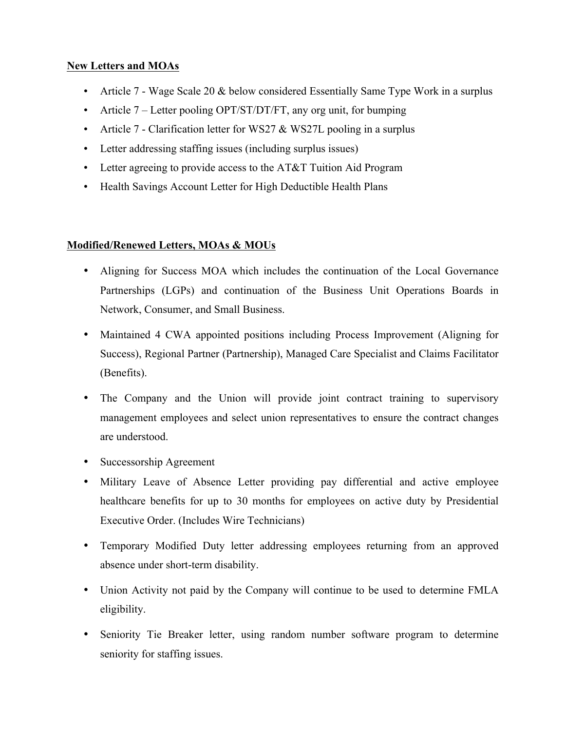**New Letters and MOAs**

- Article 7 - Wage Scale 20 & below considered Essentially Same Type Work in a surplus
- Article 7 – Letter pooling OPT/ST/DT/FT, any org unit, for bumping
- Article 7 - Clarification letter for WS27 & WS27L pooling in a surplus
- Letter addressing staffing issues (including surplus issues)
- Letter agreeing to provide access to the AT&T Tuition Aid Program
- Health Savings Account Letter for High Deductible Health Plans

**Modified/Renewed Letters, MOAs & MOUs**

- Aligning for Success MOA which includes the continuation of the Local Governance Partnerships (LGPs) and continuation of the Business Unit Operations Boards in Network, Consumer, and Small Business.
- Maintained 4 CWA appointed positions including Process Improvement (Aligning for Success), Regional Partner (Partnership), Managed Care Specialist and Claims Facilitator (Benefits).
- The Company and the Union will provide joint contract training to supervisory management employees and select union representatives to ensure the contract changes are understood.
- Successorship Agreement
- Military Leave of Absence Letter providing pay differential and active employee healthcare benefits for up to 30 months for employees on active duty by Presidential Executive Order. (Includes Wire Technicians)
- Temporary Modified Duty letter addressing employees returning from an approved absence under short-term disability.
- Union Activity not paid by the Company will continue to be used to determine FMLA eligibility.
- Seniority Tie Breaker letter, using random number software program to determine seniority for staffing issues.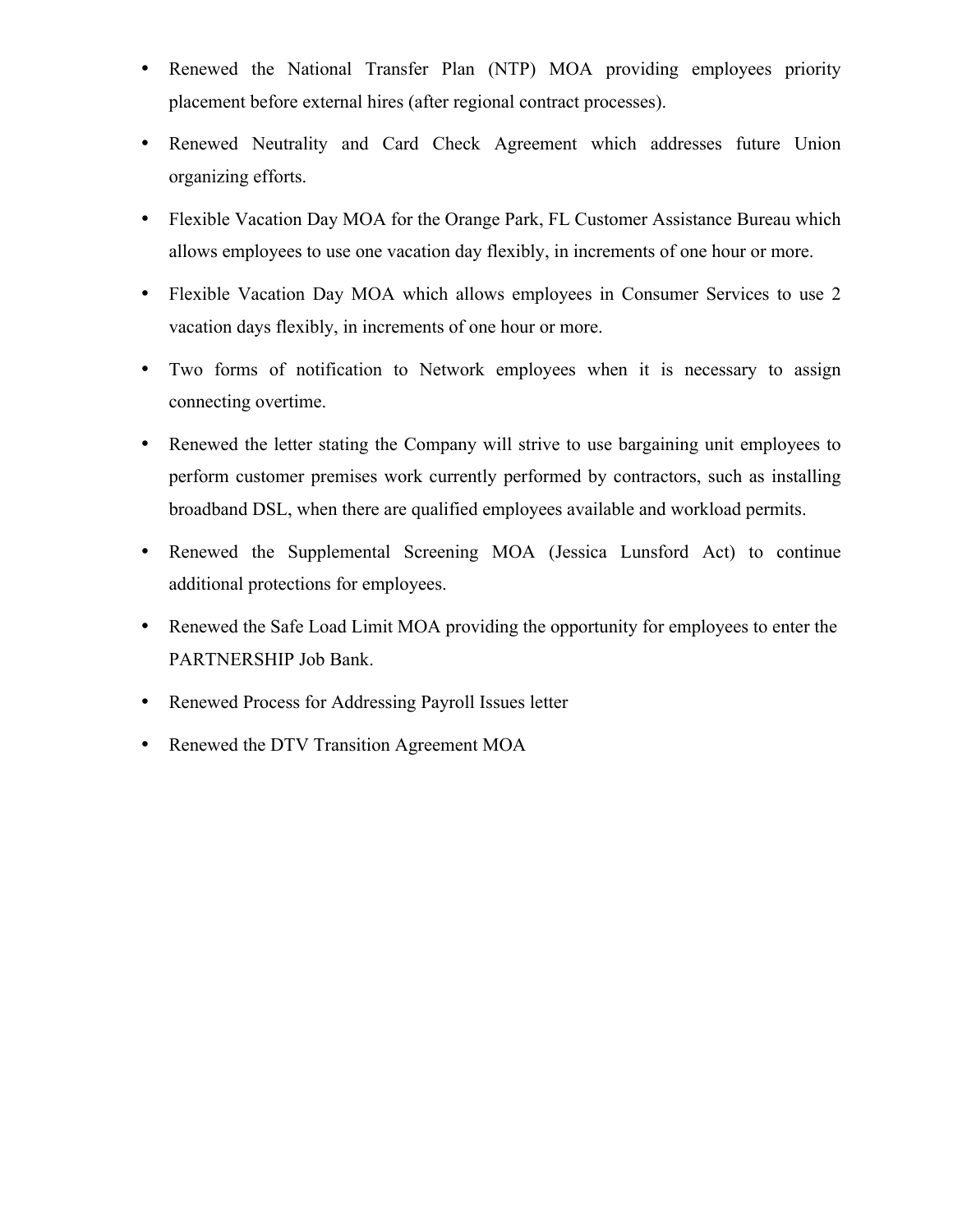- Renewed the National Transfer Plan (NTP) MOA providing employees priority placement before external hires (after regional contract processes).
- Renewed Neutrality and Card Check Agreement which addresses future Union organizing efforts.
- Flexible Vacation Day MOA for the Orange Park, FL Customer Assistance Bureau which allows employees to use one vacation day flexibly, in increments of one hour or more.
- Flexible Vacation Day MOA which allows employees in Consumer Services to use 2 vacation days flexibly, in increments of one hour or more.
- Two forms of notification to Network employees when it is necessary to assign connecting overtime.
- Renewed the letter stating the Company will strive to use bargaining unit employees to perform customer premises work currently performed by contractors, such as installing broadband DSL, when there are qualified employees available and workload permits.
- Renewed the Supplemental Screening MOA (Jessica Lunsford Act) to continue additional protections for employees.
- Renewed the Safe Load Limit MOA providing the opportunity for employees to enter the PARTNERSHIP Job Bank.
- Renewed Process for Addressing Payroll Issues letter
- Renewed the DTV Transition Agreement MOA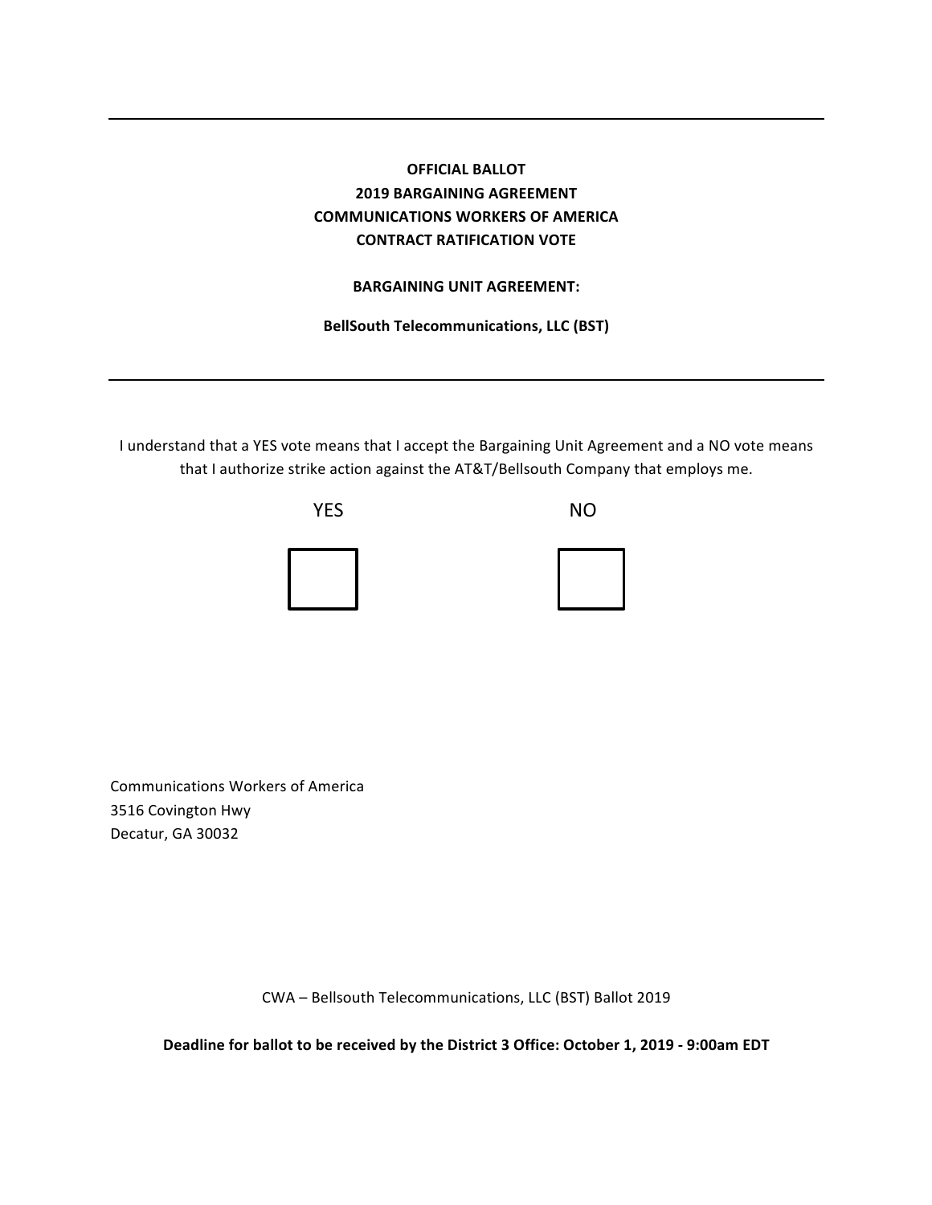---

**OFFICIAL BALLOT**
**2019 BARGAINING AGREEMENT**
**COMMUNICATIONS WORKERS OF AMERICA**
**CONTRACT RATIFICATION VOTE**

**BARGAINING UNIT AGREEMENT:**

**BellSouth Telecommunications, LLC (BST)**

---

I understand that a YES vote means that I accept the Bargaining Unit Agreement and a NO vote means that I authorize strike action against the AT&T/Bellsouth Company that employs me.

YES ☐ NO ☐

Communications Workers of America
3516 Covington Hwy
Decatur, GA 30032

CWA – Bellsouth Telecommunications, LLC (BST) Ballot 2019

**Deadline for ballot to be received by the District 3 Office: October 1, 2019 - 9:00am EDT**